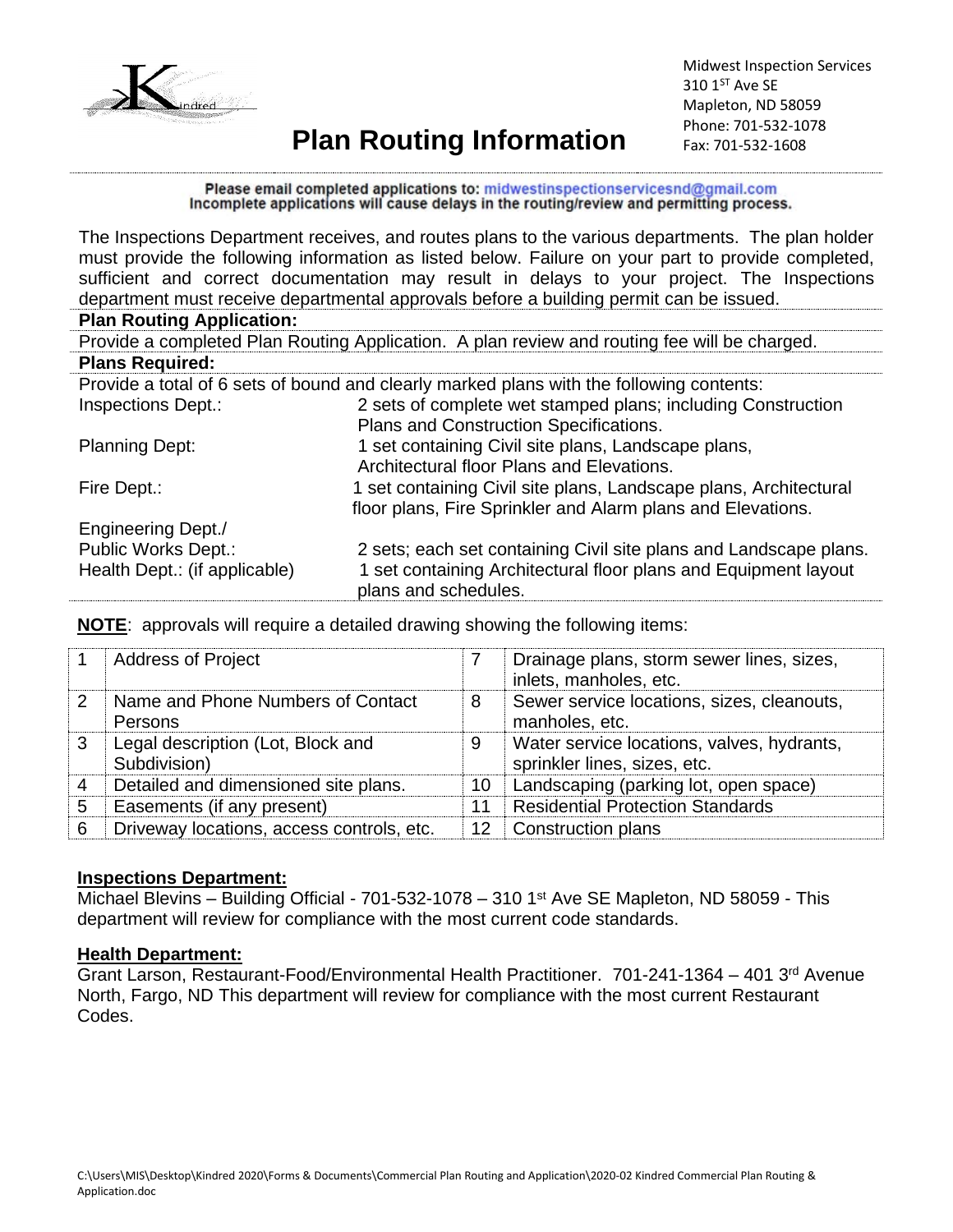Midwest Inspection Services
310 1ST Ave SE
Mapleton, ND 58059
Phone: 701-532-1078
Fax: 701-532-1608

# Plan Routing Information

**Please email completed applications to: midwestinspectionservicesnd@gmail.com**
**Incomplete applications will cause delays in the routing/review and permitting process.**

The Inspections Department receives, and routes plans to the various departments. The plan holder must provide the following information as listed below. Failure on your part to provide completed, sufficient and correct documentation may result in delays to your project. The Inspections department must receive departmental approvals before a building permit can be issued.

**Plan Routing Application:**

Provide a completed Plan Routing Application. A plan review and routing fee will be charged.

**Plans Required:**

Provide a total of 6 sets of bound and clearly marked plans with the following contents:

| | |
|---|---|
| Inspections Dept.: | 2 sets of complete wet stamped plans; including Construction Plans and Construction Specifications. |
| Planning Dept: | 1 set containing Civil site plans, Landscape plans, Architectural floor Plans and Elevations. |
| Fire Dept.: | 1 set containing Civil site plans, Landscape plans, Architectural floor plans, Fire Sprinkler and Alarm plans and Elevations. |
| Engineering Dept./ Public Works Dept.: | 2 sets; each set containing Civil site plans and Landscape plans. |
| Health Dept.: (if applicable) | 1 set containing Architectural floor plans and Equipment layout plans and schedules. |

**NOTE**: approvals will require a detailed drawing showing the following items:

| | | | |
|---|---|---|---|
| 1 | Address of Project | 7 | Drainage plans, storm sewer lines, sizes, inlets, manholes, etc. |
| 2 | Name and Phone Numbers of Contact Persons | 8 | Sewer service locations, sizes, cleanouts, manholes, etc. |
| 3 | Legal description (Lot, Block and Subdivision) | 9 | Water service locations, valves, hydrants, sprinkler lines, sizes, etc. |
| 4 | Detailed and dimensioned site plans. | 10 | Landscaping (parking lot, open space) |
| 5 | Easements (if any present) | 11 | Residential Protection Standards |
| 6 | Driveway locations, access controls, etc. | 12 | Construction plans |

**Inspections Department:**

Michael Blevins – Building Official - 701-532-1078 – 310 1st Ave SE Mapleton, ND 58059 - This department will review for compliance with the most current code standards.

**Health Department:**

Grant Larson, Restaurant-Food/Environmental Health Practitioner. 701-241-1364 – 401 3rd Avenue North, Fargo, ND This department will review for compliance with the most current Restaurant Codes.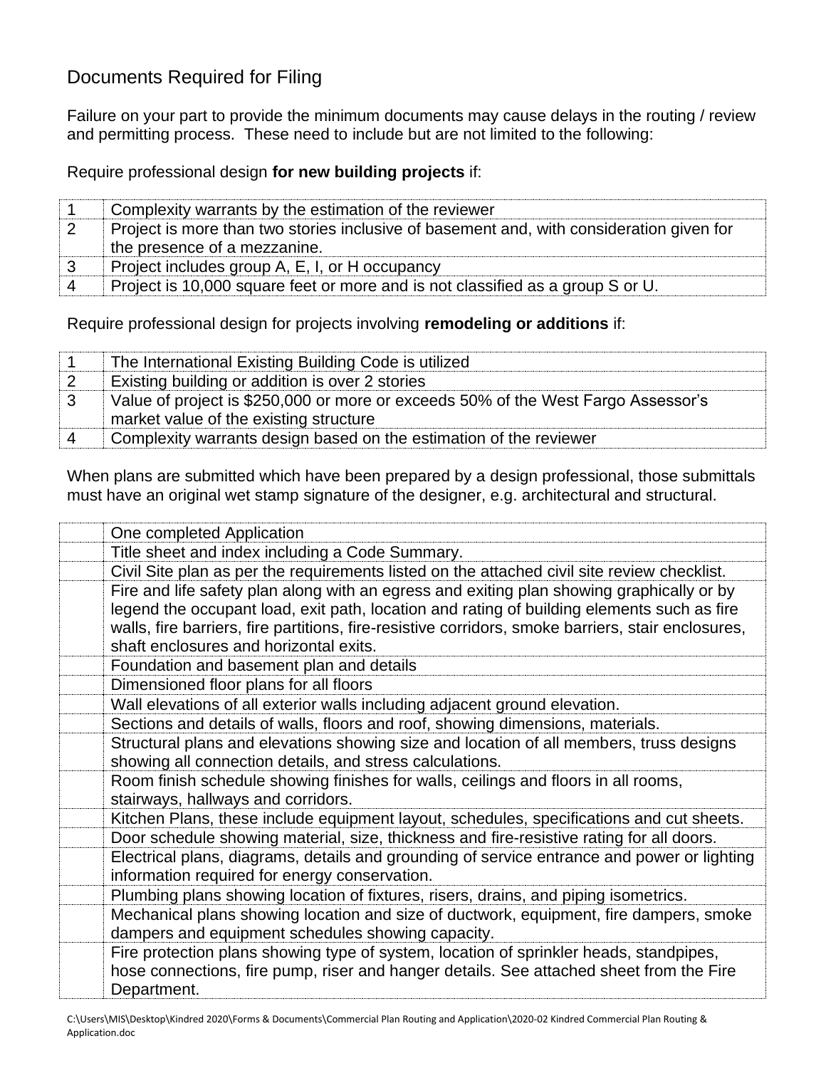## Documents Required for Filing

Failure on your part to provide the minimum documents may cause delays in the routing / review and permitting process. These need to include but are not limited to the following:

Require professional design **for new building projects** if:

| | |
|---|---|
| 1 | Complexity warrants by the estimation of the reviewer |
| 2 | Project is more than two stories inclusive of basement and, with consideration given for the presence of a mezzanine. |
| 3 | Project includes group A, E, I, or H occupancy |
| 4 | Project is 10,000 square feet or more and is not classified as a group S or U. |

Require professional design for projects involving **remodeling or additions** if:

| | |
|---|---|
| 1 | The International Existing Building Code is utilized |
| 2 | Existing building or addition is over 2 stories |
| 3 | Value of project is $250,000 or more or exceeds 50% of the West Fargo Assessor's market value of the existing structure |
| 4 | Complexity warrants design based on the estimation of the reviewer |

When plans are submitted which have been prepared by a design professional, those submittals must have an original wet stamp signature of the designer, e.g. architectural and structural.

| | |
|---|---|
| | One completed Application |
| | Title sheet and index including a Code Summary. |
| | Civil Site plan as per the requirements listed on the attached civil site review checklist. |
| | Fire and life safety plan along with an egress and exiting plan showing graphically or by legend the occupant load, exit path, location and rating of building elements such as fire walls, fire barriers, fire partitions, fire-resistive corridors, smoke barriers, stair enclosures, shaft enclosures and horizontal exits. |
| | Foundation and basement plan and details |
| | Dimensioned floor plans for all floors |
| | Wall elevations of all exterior walls including adjacent ground elevation. |
| | Sections and details of walls, floors and roof, showing dimensions, materials. |
| | Structural plans and elevations showing size and location of all members, truss designs showing all connection details, and stress calculations. |
| | Room finish schedule showing finishes for walls, ceilings and floors in all rooms, stairways, hallways and corridors. |
| | Kitchen Plans, these include equipment layout, schedules, specifications and cut sheets. |
| | Door schedule showing material, size, thickness and fire-resistive rating for all doors. |
| | Electrical plans, diagrams, details and grounding of service entrance and power or lighting information required for energy conservation. |
| | Plumbing plans showing location of fixtures, risers, drains, and piping isometrics. |
| | Mechanical plans showing location and size of ductwork, equipment, fire dampers, smoke dampers and equipment schedules showing capacity. |
| | Fire protection plans showing type of system, location of sprinkler heads, standpipes, hose connections, fire pump, riser and hanger details. See attached sheet from the Fire Department. |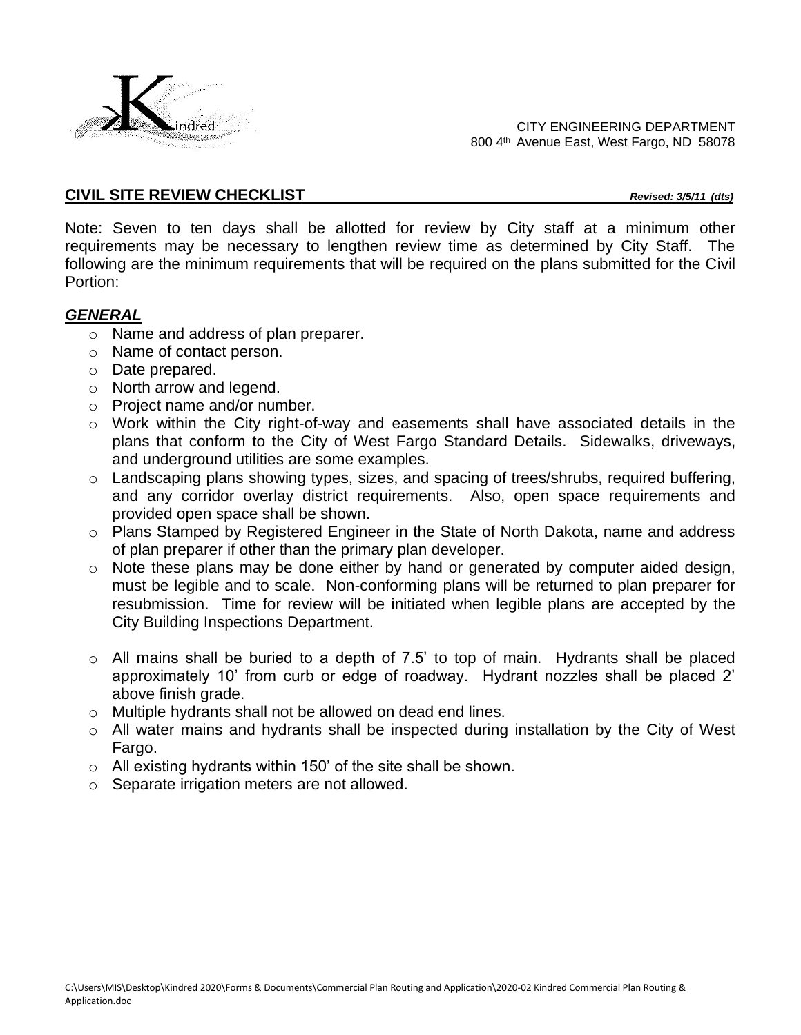CITY ENGINEERING DEPARTMENT
800 4th Avenue East, West Fargo, ND 58078

## CIVIL SITE REVIEW CHECKLIST

***Revised: 3/5/11 (dts)***

Note: Seven to ten days shall be allotted for review by City staff at a minimum other requirements may be necessary to lengthen review time as determined by City Staff. The following are the minimum requirements that will be required on the plans submitted for the Civil Portion:

### *GENERAL*

- Name and address of plan preparer.
- Name of contact person.
- Date prepared.
- North arrow and legend.
- Project name and/or number.
- Work within the City right-of-way and easements shall have associated details in the plans that conform to the City of West Fargo Standard Details. Sidewalks, driveways, and underground utilities are some examples.
- Landscaping plans showing types, sizes, and spacing of trees/shrubs, required buffering, and any corridor overlay district requirements. Also, open space requirements and provided open space shall be shown.
- Plans Stamped by Registered Engineer in the State of North Dakota, name and address of plan preparer if other than the primary plan developer.
- Note these plans may be done either by hand or generated by computer aided design, must be legible and to scale. Non-conforming plans will be returned to plan preparer for resubmission. Time for review will be initiated when legible plans are accepted by the City Building Inspections Department.

- All mains shall be buried to a depth of 7.5' to top of main. Hydrants shall be placed approximately 10' from curb or edge of roadway. Hydrant nozzles shall be placed 2' above finish grade.
- Multiple hydrants shall not be allowed on dead end lines.
- All water mains and hydrants shall be inspected during installation by the City of West Fargo.
- All existing hydrants within 150' of the site shall be shown.
- Separate irrigation meters are not allowed.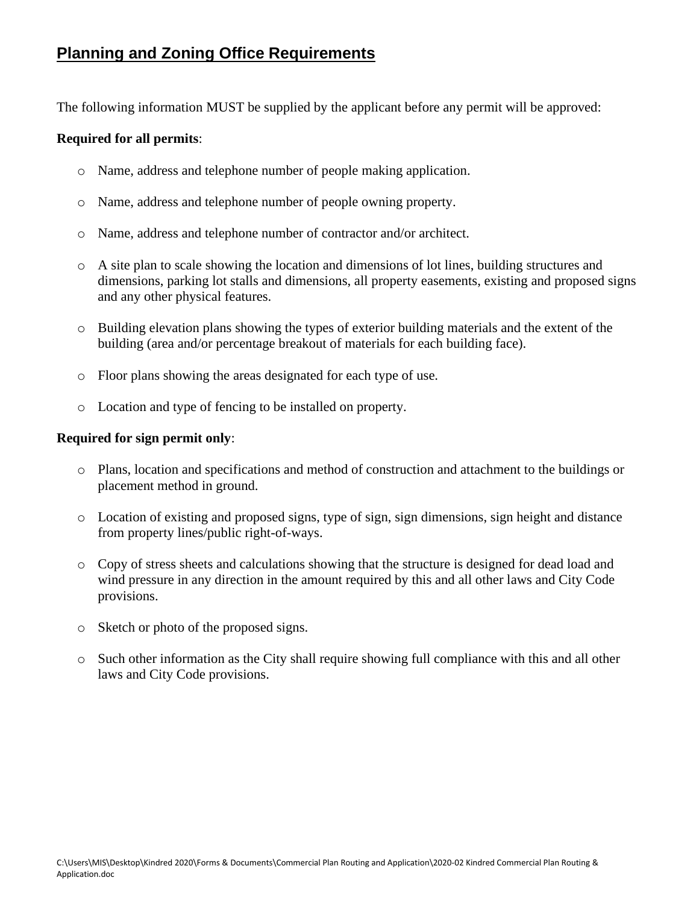## Planning and Zoning Office Requirements

The following information MUST be supplied by the applicant before any permit will be approved:

**Required for all permits**:

- Name, address and telephone number of people making application.
- Name, address and telephone number of people owning property.
- Name, address and telephone number of contractor and/or architect.
- A site plan to scale showing the location and dimensions of lot lines, building structures and dimensions, parking lot stalls and dimensions, all property easements, existing and proposed signs and any other physical features.
- Building elevation plans showing the types of exterior building materials and the extent of the building (area and/or percentage breakout of materials for each building face).
- Floor plans showing the areas designated for each type of use.
- Location and type of fencing to be installed on property.

**Required for sign permit only**:

- Plans, location and specifications and method of construction and attachment to the buildings or placement method in ground.
- Location of existing and proposed signs, type of sign, sign dimensions, sign height and distance from property lines/public right-of-ways.
- Copy of stress sheets and calculations showing that the structure is designed for dead load and wind pressure in any direction in the amount required by this and all other laws and City Code provisions.
- Sketch or photo of the proposed signs.
- Such other information as the City shall require showing full compliance with this and all other laws and City Code provisions.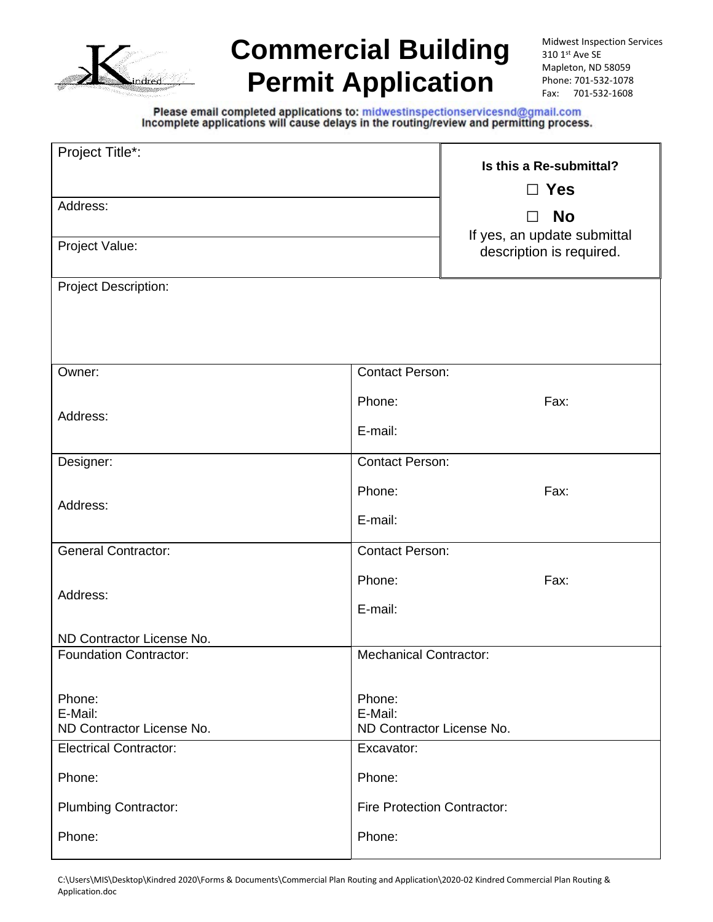# Commercial Building Permit Application

Midwest Inspection Services
310 1st Ave SE
Mapleton, ND 58059
Phone: 701-532-1078
Fax: 701-532-1608

**Please email completed applications to: midwestinspectionservicesnd@gmail.com**
**Incomplete applications will cause delays in the routing/review and permitting process.**

| | |
|---|---|
| Project Title*: | **Is this a Re-submittal?** ☐ **Yes** ☐ **No** If yes, an update submittal description is required. |
| Address: | |
| Project Value: | |
| Project Description: | |
| Owner: <br> Address: | Contact Person: <br> Phone: Fax: <br> E-mail: |
| Designer: <br> Address: | Contact Person: <br> Phone: Fax: <br> E-mail: |
| General Contractor: <br> Address: <br> ND Contractor License No. | Contact Person: <br> Phone: Fax: <br> E-mail: |
| Foundation Contractor: <br> Phone: <br> E-Mail: <br> ND Contractor License No. | Mechanical Contractor: <br> Phone: <br> E-Mail: <br> ND Contractor License No. |
| Electrical Contractor: <br> Phone: <br> Plumbing Contractor: <br> Phone: | Excavator: <br> Phone: <br> Fire Protection Contractor: <br> Phone: |

C:\Users\MIS\Desktop\Kindred 2020\Forms & Documents\Commercial Plan Routing and Application\2020-02 Kindred Commercial Plan Routing & Application.doc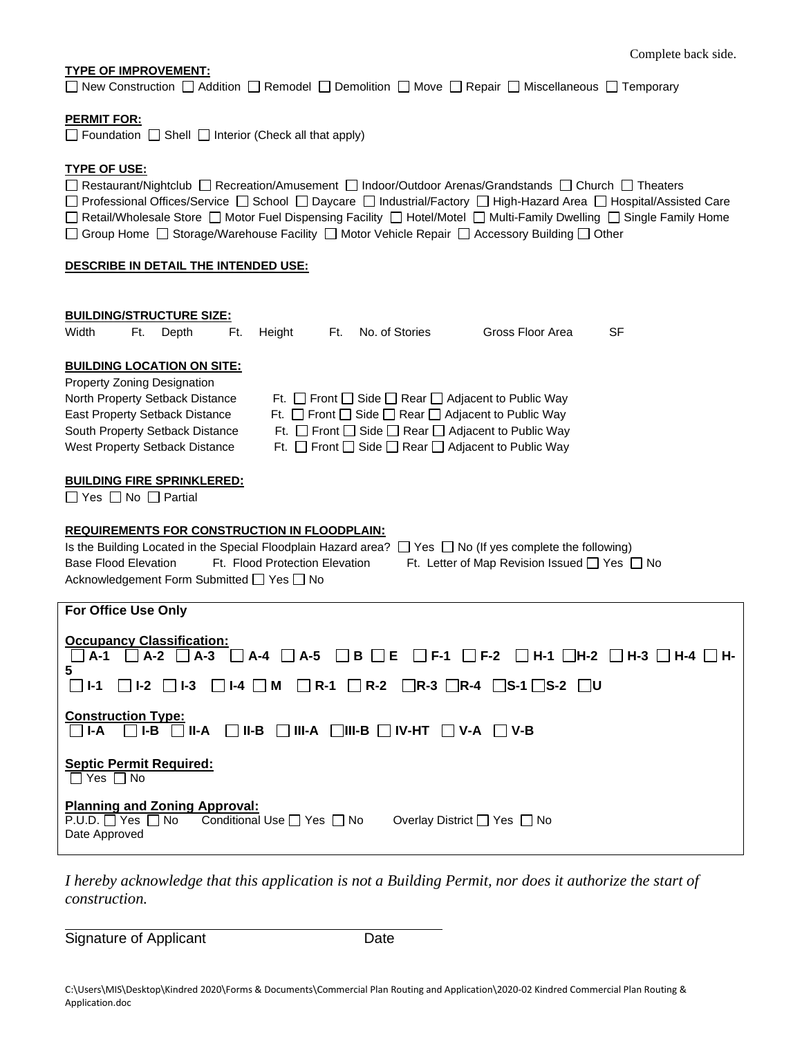Complete back side.

**TYPE OF IMPROVEMENT:**

☐ New Construction ☐ Addition ☐ Remodel ☐ Demolition ☐ Move ☐ Repair ☐ Miscellaneous ☐ Temporary

**PERMIT FOR:**

☐ Foundation ☐ Shell ☐ Interior (Check all that apply)

**TYPE OF USE:**

☐ Restaurant/Nightclub ☐ Recreation/Amusement ☐ Indoor/Outdoor Arenas/Grandstands ☐ Church ☐ Theaters
☐ Professional Offices/Service ☐ School ☐ Daycare ☐ Industrial/Factory ☐ High-Hazard Area ☐ Hospital/Assisted Care
☐ Retail/Wholesale Store ☐ Motor Fuel Dispensing Facility ☐ Hotel/Motel ☐ Multi-Family Dwelling ☐ Single Family Home
☐ Group Home ☐ Storage/Warehouse Facility ☐ Motor Vehicle Repair ☐ Accessory Building ☐ Other

**DESCRIBE IN DETAIL THE INTENDED USE:**

**BUILDING/STRUCTURE SIZE:**

Width Ft. Depth Ft. Height Ft. No. of Stories Gross Floor Area SF

**BUILDING LOCATION ON SITE:**

Property Zoning Designation
North Property Setback Distance Ft. ☐ Front ☐ Side ☐ Rear ☐ Adjacent to Public Way
East Property Setback Distance Ft. ☐ Front ☐ Side ☐ Rear ☐ Adjacent to Public Way
South Property Setback Distance Ft. ☐ Front ☐ Side ☐ Rear ☐ Adjacent to Public Way
West Property Setback Distance Ft. ☐ Front ☐ Side ☐ Rear ☐ Adjacent to Public Way

**BUILDING FIRE SPRINKLERED:**

☐ Yes ☐ No ☐ Partial

**REQUIREMENTS FOR CONSTRUCTION IN FLOODPLAIN:**

Is the Building Located in the Special Floodplain Hazard area? ☐ Yes ☐ No (If yes complete the following)
Base Flood Elevation Ft. Flood Protection Elevation Ft. Letter of Map Revision Issued ☐ Yes ☐ No
Acknowledgement Form Submitted ☐ Yes ☐ No

**For Office Use Only**

**Occupancy Classification:**
☐ **A-1** ☐ **A-2** ☐ **A-3** ☐ **A-4** ☐ **A-5** ☐ **B** ☐ **E** ☐ **F-1** ☐ **F-2** ☐ **H-1** ☐ **H-2** ☐ **H-3** ☐ **H-4** ☐ **H-5**
☐ **I-1** ☐ **I-2** ☐ **I-3** ☐ **I-4** ☐ **M** ☐ **R-1** ☐ **R-2** ☐ **R-3** ☐ **R-4** ☐ **S-1** ☐ **S-2** ☐ **U**

**Construction Type:**
☐ **I-A** ☐ **I-B** ☐ **II-A** ☐ **II-B** ☐ **III-A** ☐ **III-B** ☐ **IV-HT** ☐ **V-A** ☐ **V-B**

**Septic Permit Required:**
☐ Yes ☐ No

**Planning and Zoning Approval:**
P.U.D. ☐ Yes ☐ No Conditional Use ☐ Yes ☐ No Overlay District ☐ Yes ☐ No
Date Approved

*I hereby acknowledge that this application is not a Building Permit, nor does it authorize the start of construction.*

Signature of Applicant Date

C:\Users\MIS\Desktop\Kindred 2020\Forms & Documents\Commercial Plan Routing and Application\2020-02 Kindred Commercial Plan Routing & Application.doc